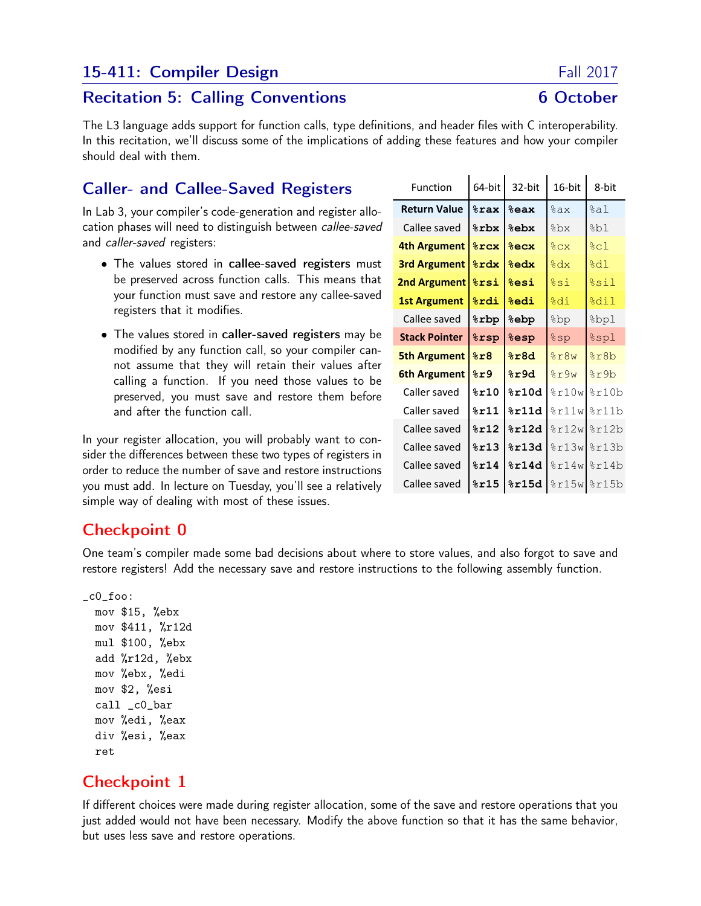# 15-411: Compiler Design — Fall 2017

## Recitation 5: Calling Conventions — 6 October

The L3 language adds support for function calls, type definitions, and header files with C interoperability. In this recitation, we'll discuss some of the implications of adding these features and how your compiler should deal with them.

## Caller- and Callee-Saved Registers

In Lab 3, your compiler's code-generation and register allocation phases will need to distinguish between *callee-saved* and *caller-saved* registers:

- The values stored in **callee-saved registers** must be preserved across function calls. This means that your function must save and restore any callee-saved registers that it modifies.
- The values stored in **caller-saved registers** may be modified by any function call, so your compiler cannot assume that they will retain their values after calling a function. If you need those values to be preserved, you must save and restore them before and after the function call.

In your register allocation, you will probably want to consider the differences between these two types of registers in order to reduce the number of save and restore instructions you must add. In lecture on Tuesday, you'll see a relatively simple way of dealing with most of these issues.

| Function | 64-bit | 32-bit | 16-bit | 8-bit |
|---|---|---|---|---|
| **Return Value** | **%rax** | **%eax** | %ax | %al |
| Callee saved | **%rbx** | **%ebx** | %bx | %bl |
| **4th Argument** | **%rcx** | **%ecx** | %cx | %cl |
| **3rd Argument** | **%rdx** | **%edx** | %dx | %dl |
| **2nd Argument** | **%rsi** | **%esi** | %si | %sil |
| **1st Argument** | **%rdi** | **%edi** | %di | %dil |
| Callee saved | **%rbp** | **%ebp** | %bp | %bpl |
| **Stack Pointer** | **%rsp** | **%esp** | %sp | %spl |
| **5th Argument** | **%r8** | **%r8d** | %r8w | %r8b |
| **6th Argument** | **%r9** | **%r9d** | %r9w | %r9b |
| Caller saved | **%r10** | **%r10d** | %r10w | %r10b |
| Caller saved | **%r11** | **%r11d** | %r11w | %r11b |
| Callee saved | **%r12** | **%r12d** | %r12w | %r12b |
| Callee saved | **%r13** | **%r13d** | %r13w | %r13b |
| Callee saved | **%r14** | **%r14d** | %r14w | %r14b |
| Callee saved | **%r15** | **%r15d** | %r15w | %r15b |

## Checkpoint 0

One team's compiler made some bad decisions about where to store values, and also forgot to save and restore registers! Add the necessary save and restore instructions to the following assembly function.

```
_c0_foo:
  mov $15, %ebx
  mov $411, %r12d
  mul $100, %ebx
  add %r12d, %ebx
  mov %ebx, %edi
  mov $2, %esi
  call _c0_bar
  mov %edi, %eax
  div %esi, %eax
  ret
```

## Checkpoint 1

If different choices were made during register allocation, some of the save and restore operations that you just added would not have been necessary. Modify the above function so that it has the same behavior, but uses less save and restore operations.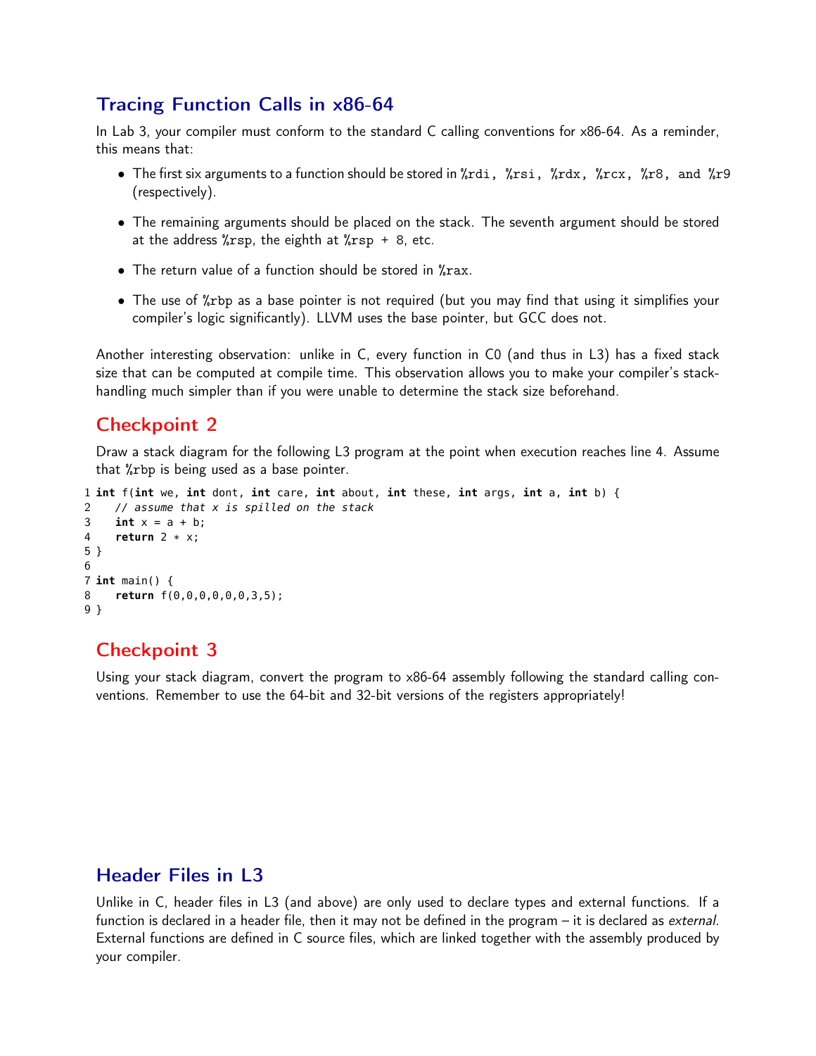## Tracing Function Calls in x86-64

In Lab 3, your compiler must conform to the standard C calling conventions for x86-64. As a reminder, this means that:

- The first six arguments to a function should be stored in %rdi, %rsi, %rdx, %rcx, %r8, and %r9 (respectively).
- The remaining arguments should be placed on the stack. The seventh argument should be stored at the address %rsp, the eighth at %rsp + 8, etc.
- The return value of a function should be stored in %rax.
- The use of %rbp as a base pointer is not required (but you may find that using it simplifies your compiler's logic significantly). LLVM uses the base pointer, but GCC does not.

Another interesting observation: unlike in C, every function in C0 (and thus in L3) has a fixed stack size that can be computed at compile time. This observation allows you to make your compiler's stack-handling much simpler than if you were unable to determine the stack size beforehand.

## Checkpoint 2

Draw a stack diagram for the following L3 program at the point when execution reaches line 4. Assume that %rbp is being used as a base pointer.

```
1 int f(int we, int dont, int care, int about, int these, int args, int a, int b) {
2   // assume that x is spilled on the stack
3   int x = a + b;
4   return 2 * x;
5 }
6
7 int main() {
8   return f(0,0,0,0,0,0,3,5);
9 }
```

## Checkpoint 3

Using your stack diagram, convert the program to x86-64 assembly following the standard calling conventions. Remember to use the 64-bit and 32-bit versions of the registers appropriately!

## Header Files in L3

Unlike in C, header files in L3 (and above) are only used to declare types and external functions. If a function is declared in a header file, then it may not be defined in the program – it is declared as *external*. External functions are defined in C source files, which are linked together with the assembly produced by your compiler.